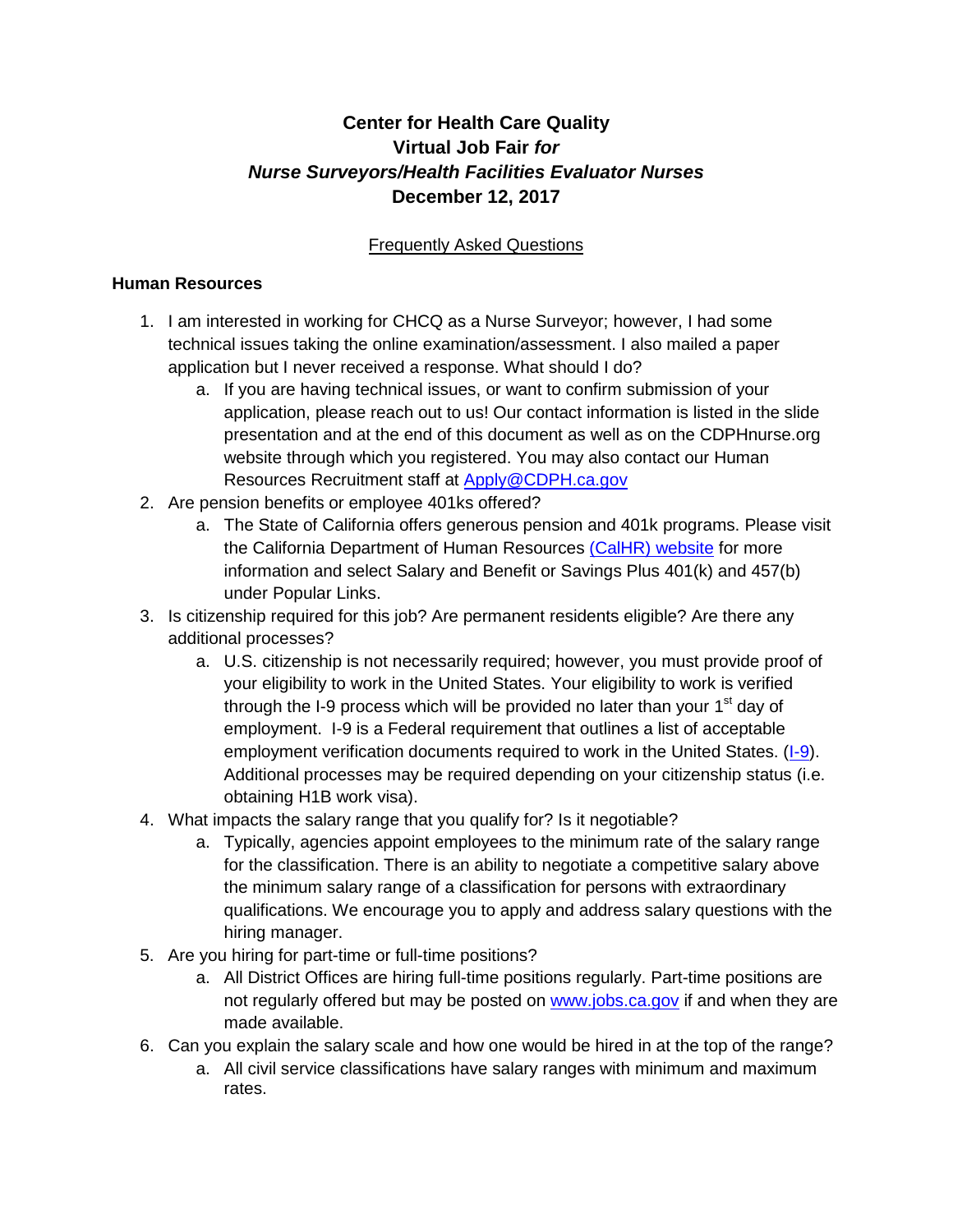# Center for Health Care Quality
# Virtual Job Fair *for*
# *Nurse Surveyors/Health Facilities Evaluator Nurses*
# December 12, 2017

Frequently Asked Questions

## Human Resources

1. I am interested in working for CHCQ as a Nurse Surveyor; however, I had some technical issues taking the online examination/assessment. I also mailed a paper application but I never received a response. What should I do?
   a. If you are having technical issues, or want to confirm submission of your application, please reach out to us! Our contact information is listed in the slide presentation and at the end of this document as well as on the CDPHnurse.org website through which you registered. You may also contact our Human Resources Recruitment staff at Apply@CDPH.ca.gov
2. Are pension benefits or employee 401ks offered?
   a. The State of California offers generous pension and 401k programs. Please visit the California Department of Human Resources (CalHR) website for more information and select Salary and Benefit or Savings Plus 401(k) and 457(b) under Popular Links.
3. Is citizenship required for this job? Are permanent residents eligible? Are there any additional processes?
   a. U.S. citizenship is not necessarily required; however, you must provide proof of your eligibility to work in the United States. Your eligibility to work is verified through the I-9 process which will be provided no later than your 1st day of employment. I-9 is a Federal requirement that outlines a list of acceptable employment verification documents required to work in the United States. (I-9). Additional processes may be required depending on your citizenship status (i.e. obtaining H1B work visa).
4. What impacts the salary range that you qualify for? Is it negotiable?
   a. Typically, agencies appoint employees to the minimum rate of the salary range for the classification. There is an ability to negotiate a competitive salary above the minimum salary range of a classification for persons with extraordinary qualifications. We encourage you to apply and address salary questions with the hiring manager.
5. Are you hiring for part-time or full-time positions?
   a. All District Offices are hiring full-time positions regularly. Part-time positions are not regularly offered but may be posted on www.jobs.ca.gov if and when they are made available.
6. Can you explain the salary scale and how one would be hired in at the top of the range?
   a. All civil service classifications have salary ranges with minimum and maximum rates.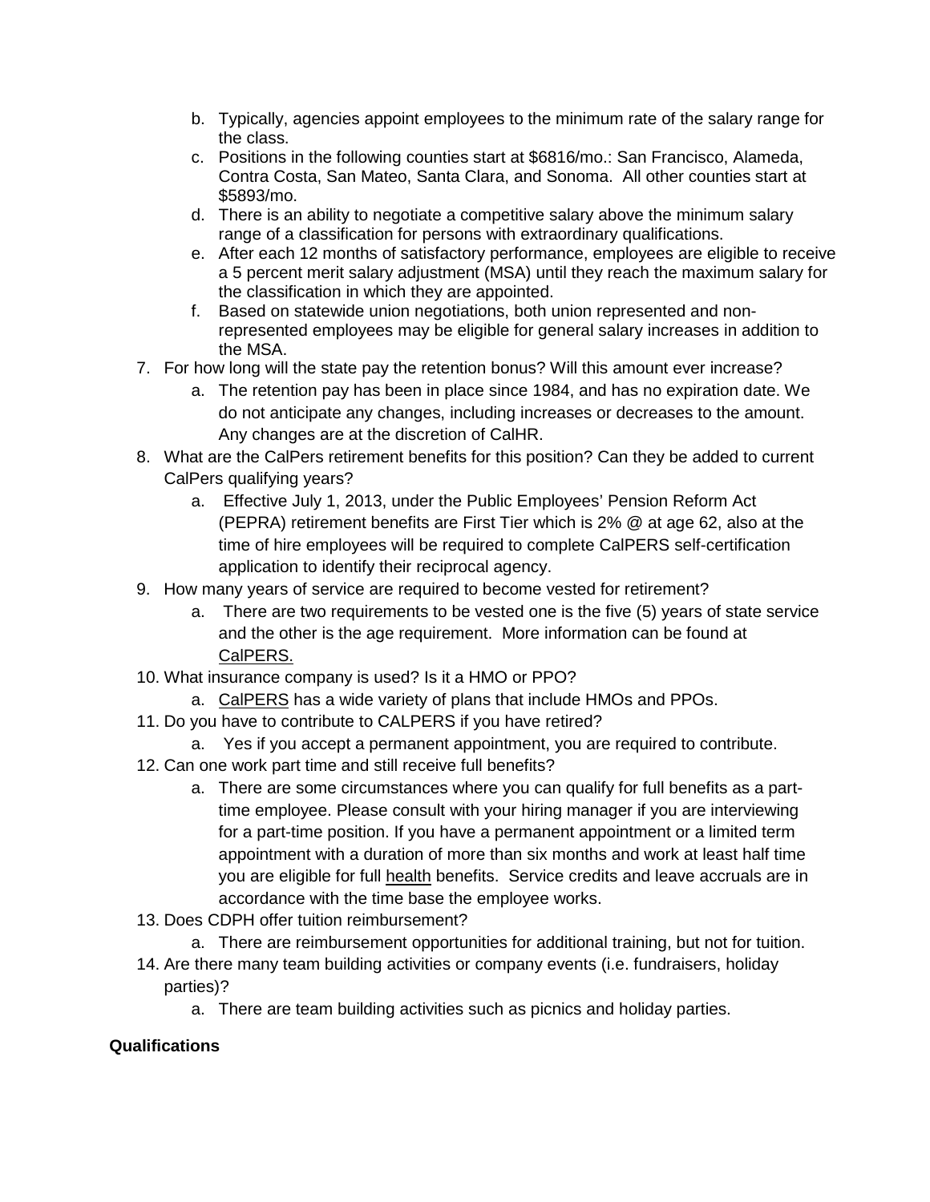b. Typically, agencies appoint employees to the minimum rate of the salary range for the class.
c. Positions in the following counties start at $6816/mo.: San Francisco, Alameda, Contra Costa, San Mateo, Santa Clara, and Sonoma. All other counties start at $5893/mo.
d. There is an ability to negotiate a competitive salary above the minimum salary range of a classification for persons with extraordinary qualifications.
e. After each 12 months of satisfactory performance, employees are eligible to receive a 5 percent merit salary adjustment (MSA) until they reach the maximum salary for the classification in which they are appointed.
f. Based on statewide union negotiations, both union represented and non-represented employees may be eligible for general salary increases in addition to the MSA.

7. For how long will the state pay the retention bonus? Will this amount ever increase?
   a. The retention pay has been in place since 1984, and has no expiration date. We do not anticipate any changes, including increases or decreases to the amount. Any changes are at the discretion of CalHR.
8. What are the CalPers retirement benefits for this position? Can they be added to current CalPers qualifying years?
   a. Effective July 1, 2013, under the Public Employees' Pension Reform Act (PEPRA) retirement benefits are First Tier which is 2% @ at age 62, also at the time of hire employees will be required to complete CalPERS self-certification application to identify their reciprocal agency.
9. How many years of service are required to become vested for retirement?
   a. There are two requirements to be vested one is the five (5) years of state service and the other is the age requirement. More information can be found at CalPERS.
10. What insurance company is used? Is it a HMO or PPO?
    a. CalPERS has a wide variety of plans that include HMOs and PPOs.
11. Do you have to contribute to CALPERS if you have retired?
    a. Yes if you accept a permanent appointment, you are required to contribute.
12. Can one work part time and still receive full benefits?
    a. There are some circumstances where you can qualify for full benefits as a part-time employee. Please consult with your hiring manager if you are interviewing for a part-time position. If you have a permanent appointment or a limited term appointment with a duration of more than six months and work at least half time you are eligible for full health benefits. Service credits and leave accruals are in accordance with the time base the employee works.
13. Does CDPH offer tuition reimbursement?
    a. There are reimbursement opportunities for additional training, but not for tuition.
14. Are there many team building activities or company events (i.e. fundraisers, holiday parties)?
    a. There are team building activities such as picnics and holiday parties.

**Qualifications**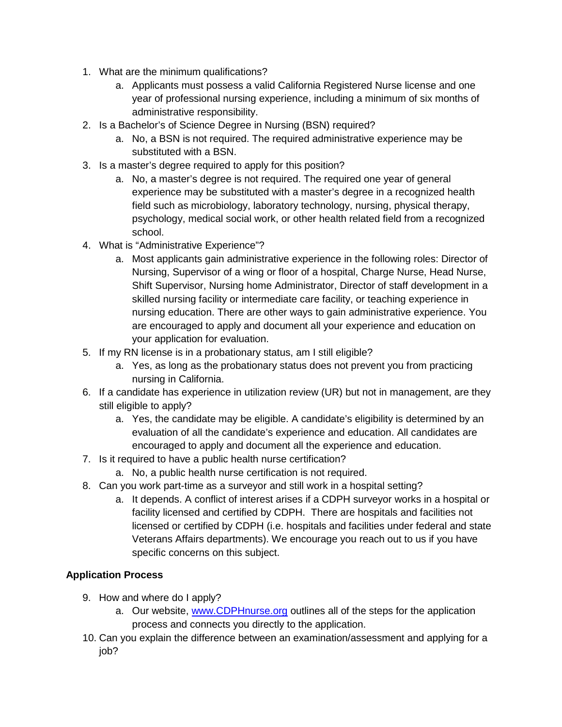1. What are the minimum qualifications?
    a. Applicants must possess a valid California Registered Nurse license and one year of professional nursing experience, including a minimum of six months of administrative responsibility.
2. Is a Bachelor's of Science Degree in Nursing (BSN) required?
    a. No, a BSN is not required. The required administrative experience may be substituted with a BSN.
3. Is a master's degree required to apply for this position?
    a. No, a master's degree is not required. The required one year of general experience may be substituted with a master's degree in a recognized health field such as microbiology, laboratory technology, nursing, physical therapy, psychology, medical social work, or other health related field from a recognized school.
4. What is "Administrative Experience"?
    a. Most applicants gain administrative experience in the following roles: Director of Nursing, Supervisor of a wing or floor of a hospital, Charge Nurse, Head Nurse, Shift Supervisor, Nursing home Administrator, Director of staff development in a skilled nursing facility or intermediate care facility, or teaching experience in nursing education. There are other ways to gain administrative experience. You are encouraged to apply and document all your experience and education on your application for evaluation.
5. If my RN license is in a probationary status, am I still eligible?
    a. Yes, as long as the probationary status does not prevent you from practicing nursing in California.
6. If a candidate has experience in utilization review (UR) but not in management, are they still eligible to apply?
    a. Yes, the candidate may be eligible. A candidate's eligibility is determined by an evaluation of all the candidate's experience and education. All candidates are encouraged to apply and document all the experience and education.
7. Is it required to have a public health nurse certification?
    a. No, a public health nurse certification is not required.
8. Can you work part-time as a surveyor and still work in a hospital setting?
    a. It depends. A conflict of interest arises if a CDPH surveyor works in a hospital or facility licensed and certified by CDPH. There are hospitals and facilities not licensed or certified by CDPH (i.e. hospitals and facilities under federal and state Veterans Affairs departments). We encourage you reach out to us if you have specific concerns on this subject.

**Application Process**

9. How and where do I apply?
    a. Our website, [www.CDPHnurse.org](http://www.CDPHnurse.org) outlines all of the steps for the application process and connects you directly to the application.
10. Can you explain the difference between an examination/assessment and applying for a job?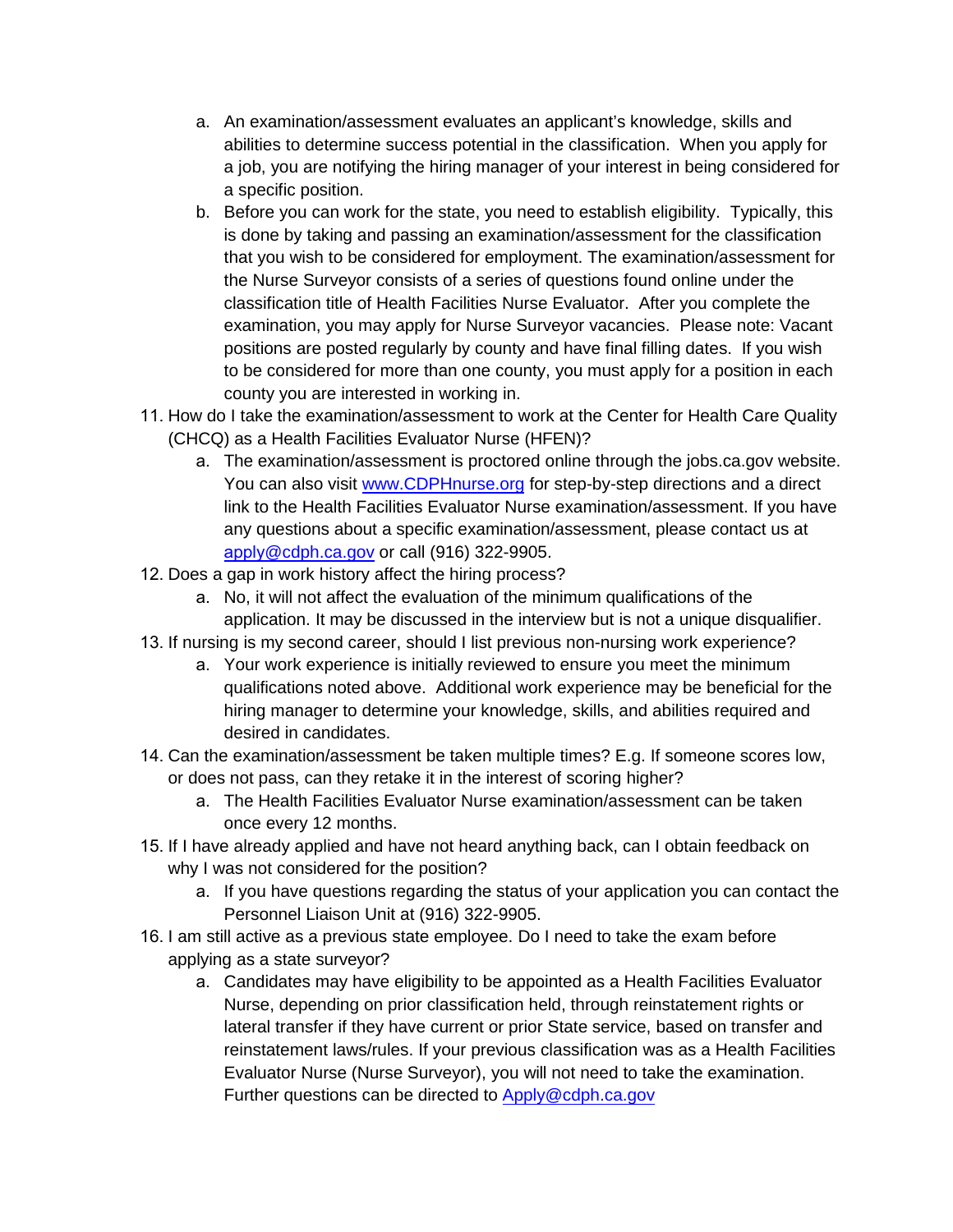a. An examination/assessment evaluates an applicant's knowledge, skills and abilities to determine success potential in the classification. When you apply for a job, you are notifying the hiring manager of your interest in being considered for a specific position.
   b. Before you can work for the state, you need to establish eligibility. Typically, this is done by taking and passing an examination/assessment for the classification that you wish to be considered for employment. The examination/assessment for the Nurse Surveyor consists of a series of questions found online under the classification title of Health Facilities Nurse Evaluator. After you complete the examination, you may apply for Nurse Surveyor vacancies. Please note: Vacant positions are posted regularly by county and have final filling dates. If you wish to be considered for more than one county, you must apply for a position in each county you are interested in working in.

11. How do I take the examination/assessment to work at the Center for Health Care Quality (CHCQ) as a Health Facilities Evaluator Nurse (HFEN)?
    a. The examination/assessment is proctored online through the jobs.ca.gov website. You can also visit [www.CDPHnurse.org](www.CDPHnurse.org) for step-by-step directions and a direct link to the Health Facilities Evaluator Nurse examination/assessment. If you have any questions about a specific examination/assessment, please contact us at [apply@cdph.ca.gov](mailto:apply@cdph.ca.gov) or call (916) 322-9905.
12. Does a gap in work history affect the hiring process?
    a. No, it will not affect the evaluation of the minimum qualifications of the application. It may be discussed in the interview but is not a unique disqualifier.
13. If nursing is my second career, should I list previous non-nursing work experience?
    a. Your work experience is initially reviewed to ensure you meet the minimum qualifications noted above. Additional work experience may be beneficial for the hiring manager to determine your knowledge, skills, and abilities required and desired in candidates.
14. Can the examination/assessment be taken multiple times? E.g. If someone scores low, or does not pass, can they retake it in the interest of scoring higher?
    a. The Health Facilities Evaluator Nurse examination/assessment can be taken once every 12 months.
15. If I have already applied and have not heard anything back, can I obtain feedback on why I was not considered for the position?
    a. If you have questions regarding the status of your application you can contact the Personnel Liaison Unit at (916) 322-9905.
16. I am still active as a previous state employee. Do I need to take the exam before applying as a state surveyor?
    a. Candidates may have eligibility to be appointed as a Health Facilities Evaluator Nurse, depending on prior classification held, through reinstatement rights or lateral transfer if they have current or prior State service, based on transfer and reinstatement laws/rules. If your previous classification was as a Health Facilities Evaluator Nurse (Nurse Surveyor), you will not need to take the examination. Further questions can be directed to [Apply@cdph.ca.gov](mailto:Apply@cdph.ca.gov)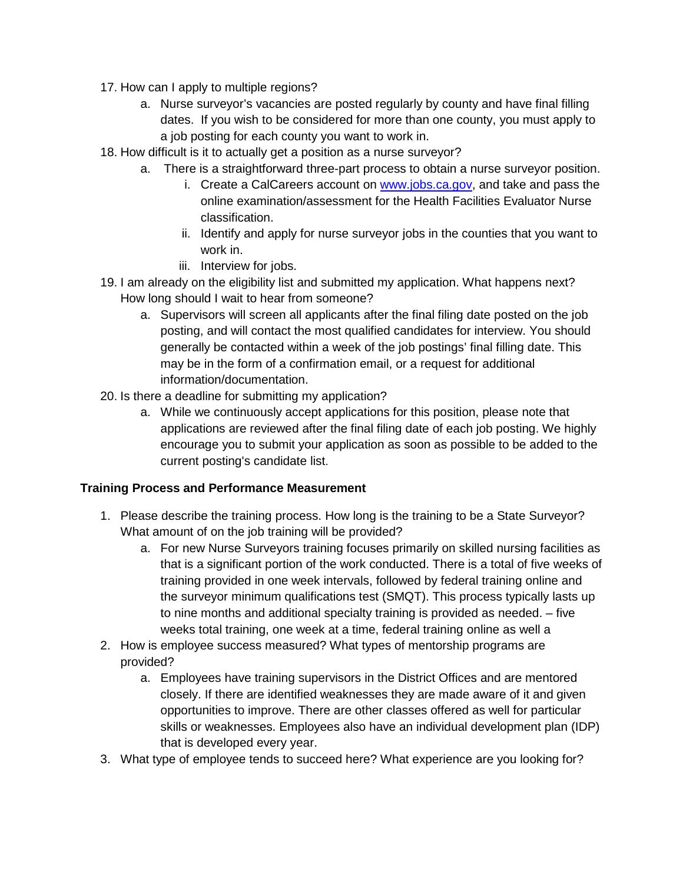17. How can I apply to multiple regions?
    a. Nurse surveyor's vacancies are posted regularly by county and have final filling dates. If you wish to be considered for more than one county, you must apply to a job posting for each county you want to work in.
18. How difficult is it to actually get a position as a nurse surveyor?
    a. There is a straightforward three-part process to obtain a nurse surveyor position.
        i. Create a CalCareers account on [www.jobs.ca.gov](http://www.jobs.ca.gov), and take and pass the online examination/assessment for the Health Facilities Evaluator Nurse classification.
        ii. Identify and apply for nurse surveyor jobs in the counties that you want to work in.
        iii. Interview for jobs.
19. I am already on the eligibility list and submitted my application. What happens next? How long should I wait to hear from someone?
    a. Supervisors will screen all applicants after the final filing date posted on the job posting, and will contact the most qualified candidates for interview. You should generally be contacted within a week of the job postings' final filling date. This may be in the form of a confirmation email, or a request for additional information/documentation.
20. Is there a deadline for submitting my application?
    a. While we continuously accept applications for this position, please note that applications are reviewed after the final filing date of each job posting. We highly encourage you to submit your application as soon as possible to be added to the current posting's candidate list.

**Training Process and Performance Measurement**

1. Please describe the training process. How long is the training to be a State Surveyor? What amount of on the job training will be provided?
    a. For new Nurse Surveyors training focuses primarily on skilled nursing facilities as that is a significant portion of the work conducted. There is a total of five weeks of training provided in one week intervals, followed by federal training online and the surveyor minimum qualifications test (SMQT). This process typically lasts up to nine months and additional specialty training is provided as needed. – five weeks total training, one week at a time, federal training online as well a
2. How is employee success measured? What types of mentorship programs are provided?
    a. Employees have training supervisors in the District Offices and are mentored closely. If there are identified weaknesses they are made aware of it and given opportunities to improve. There are other classes offered as well for particular skills or weaknesses. Employees also have an individual development plan (IDP) that is developed every year.
3. What type of employee tends to succeed here? What experience are you looking for?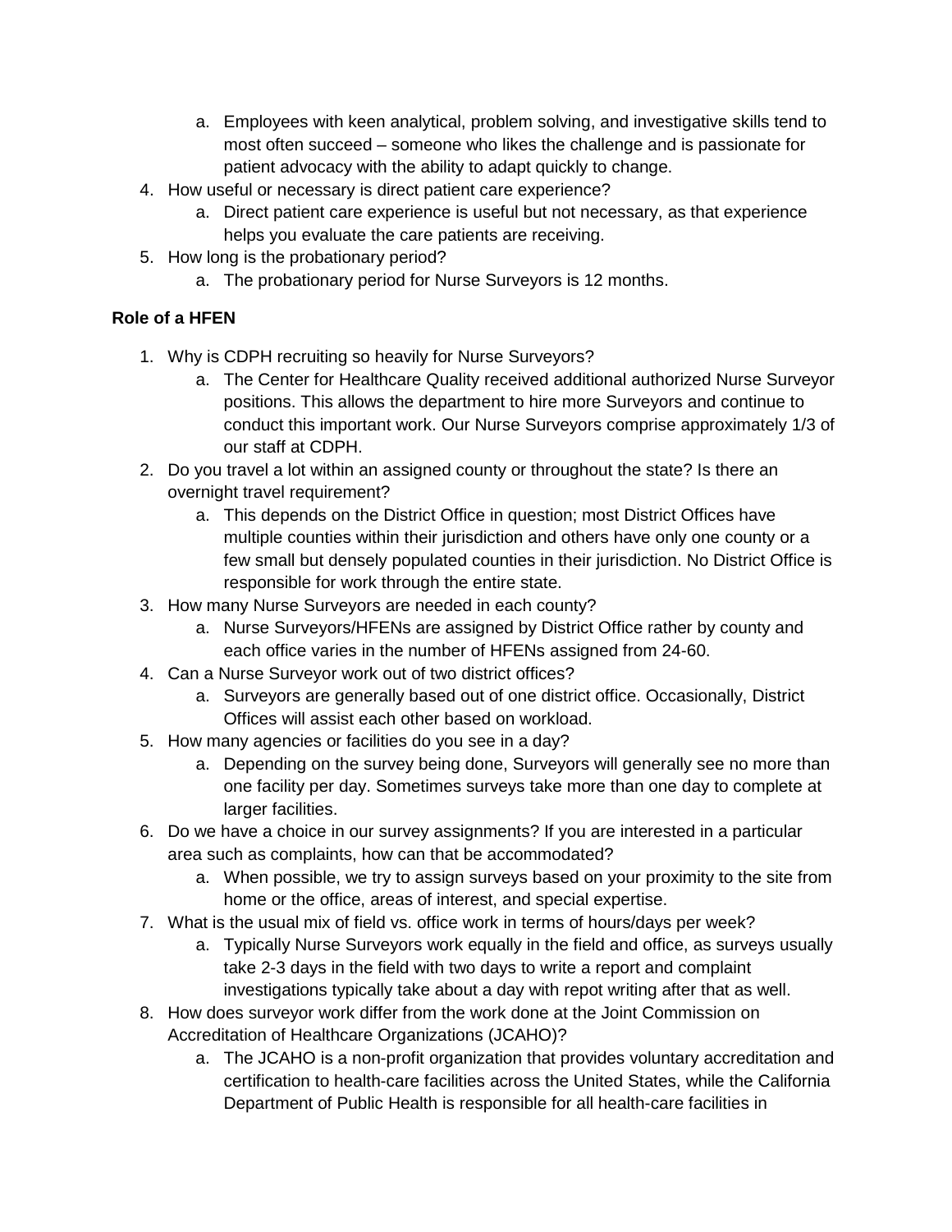a. Employees with keen analytical, problem solving, and investigative skills tend to most often succeed – someone who likes the challenge and is passionate for patient advocacy with the ability to adapt quickly to change.

4. How useful or necessary is direct patient care experience?
   a. Direct patient care experience is useful but not necessary, as that experience helps you evaluate the care patients are receiving.
5. How long is the probationary period?
   a. The probationary period for Nurse Surveyors is 12 months.

**Role of a HFEN**

1. Why is CDPH recruiting so heavily for Nurse Surveyors?
   a. The Center for Healthcare Quality received additional authorized Nurse Surveyor positions. This allows the department to hire more Surveyors and continue to conduct this important work. Our Nurse Surveyors comprise approximately 1/3 of our staff at CDPH.
2. Do you travel a lot within an assigned county or throughout the state? Is there an overnight travel requirement?
   a. This depends on the District Office in question; most District Offices have multiple counties within their jurisdiction and others have only one county or a few small but densely populated counties in their jurisdiction. No District Office is responsible for work through the entire state.
3. How many Nurse Surveyors are needed in each county?
   a. Nurse Surveyors/HFENs are assigned by District Office rather by county and each office varies in the number of HFENs assigned from 24-60.
4. Can a Nurse Surveyor work out of two district offices?
   a. Surveyors are generally based out of one district office. Occasionally, District Offices will assist each other based on workload.
5. How many agencies or facilities do you see in a day?
   a. Depending on the survey being done, Surveyors will generally see no more than one facility per day. Sometimes surveys take more than one day to complete at larger facilities.
6. Do we have a choice in our survey assignments? If you are interested in a particular area such as complaints, how can that be accommodated?
   a. When possible, we try to assign surveys based on your proximity to the site from home or the office, areas of interest, and special expertise.
7. What is the usual mix of field vs. office work in terms of hours/days per week?
   a. Typically Nurse Surveyors work equally in the field and office, as surveys usually take 2-3 days in the field with two days to write a report and complaint investigations typically take about a day with repot writing after that as well.
8. How does surveyor work differ from the work done at the Joint Commission on Accreditation of Healthcare Organizations (JCAHO)?
   a. The JCAHO is a non-profit organization that provides voluntary accreditation and certification to health-care facilities across the United States, while the California Department of Public Health is responsible for all health-care facilities in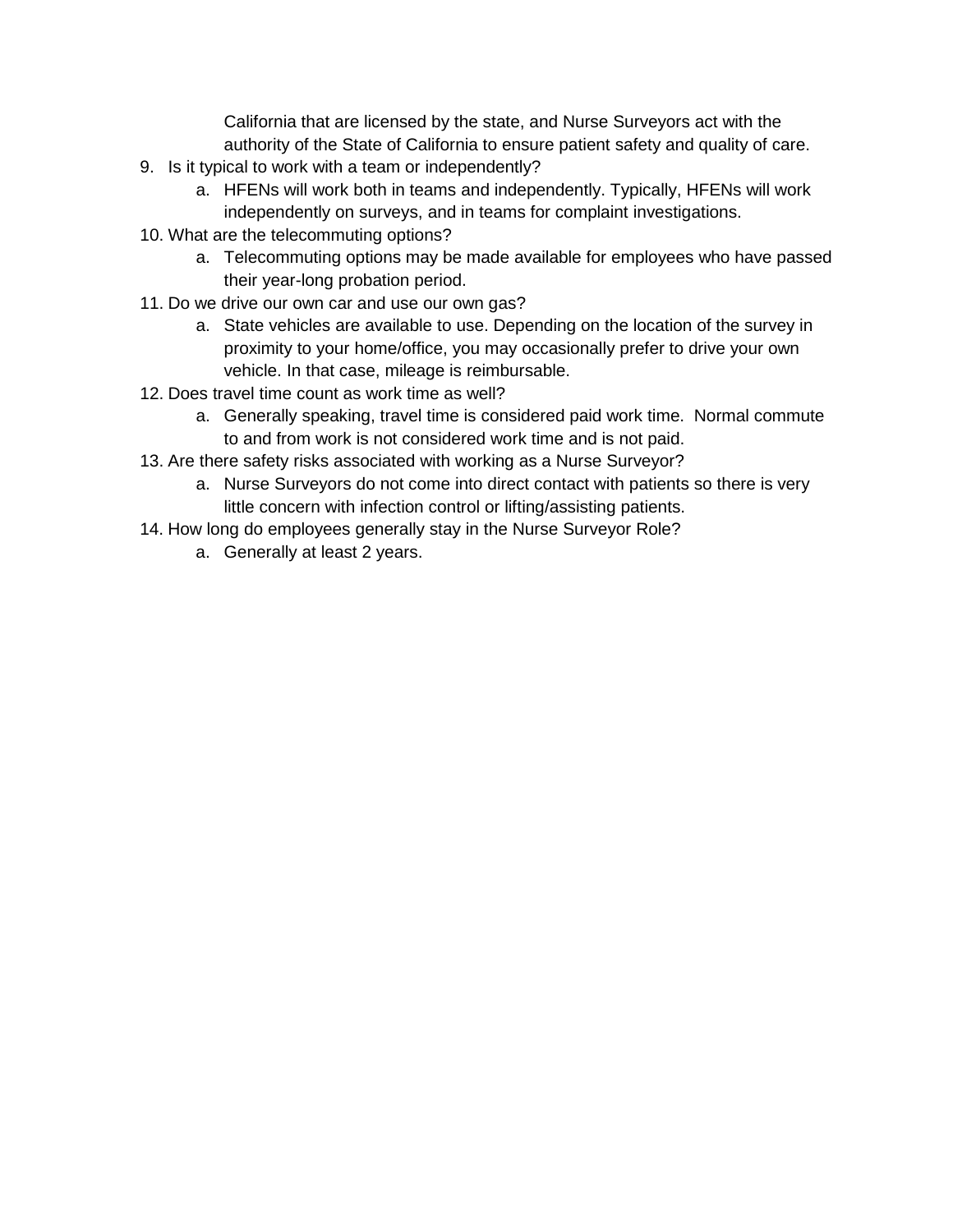California that are licensed by the state, and Nurse Surveyors act with the authority of the State of California to ensure patient safety and quality of care.

9. Is it typical to work with a team or independently?
   a. HFENs will work both in teams and independently. Typically, HFENs will work independently on surveys, and in teams for complaint investigations.
10. What are the telecommuting options?
    a. Telecommuting options may be made available for employees who have passed their year-long probation period.
11. Do we drive our own car and use our own gas?
    a. State vehicles are available to use. Depending on the location of the survey in proximity to your home/office, you may occasionally prefer to drive your own vehicle. In that case, mileage is reimbursable.
12. Does travel time count as work time as well?
    a. Generally speaking, travel time is considered paid work time. Normal commute to and from work is not considered work time and is not paid.
13. Are there safety risks associated with working as a Nurse Surveyor?
    a. Nurse Surveyors do not come into direct contact with patients so there is very little concern with infection control or lifting/assisting patients.
14. How long do employees generally stay in the Nurse Surveyor Role?
    a. Generally at least 2 years.